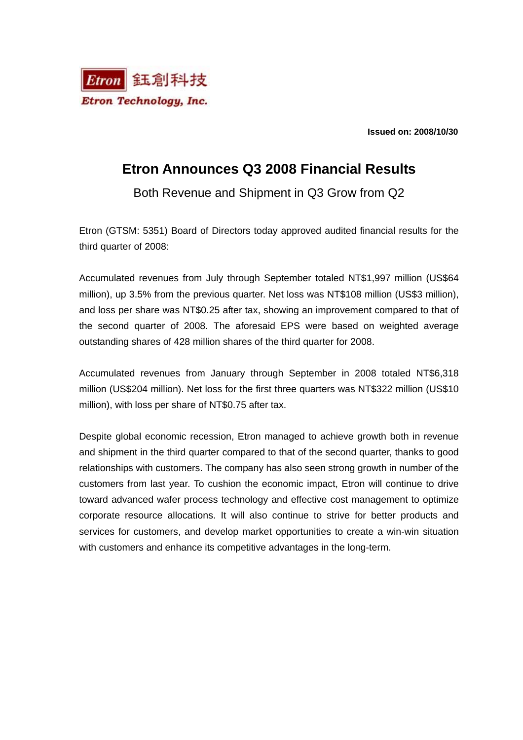Etron 鈺創科技

Etron Technology, Inc.

**Issued on: 2008/10/30**

# Etron Announces Q3 2008 Financial Results

Both Revenue and Shipment in Q3 Grow from Q2

Etron (GTSM: 5351) Board of Directors today approved audited financial results for the third quarter of 2008:

Accumulated revenues from July through September totaled NT$1,997 million (US$64 million), up 3.5% from the previous quarter. Net loss was NT$108 million (US$3 million), and loss per share was NT$0.25 after tax, showing an improvement compared to that of the second quarter of 2008. The aforesaid EPS were based on weighted average outstanding shares of 428 million shares of the third quarter for 2008.

Accumulated revenues from January through September in 2008 totaled NT$6,318 million (US$204 million). Net loss for the first three quarters was NT$322 million (US$10 million), with loss per share of NT$0.75 after tax.

Despite global economic recession, Etron managed to achieve growth both in revenue and shipment in the third quarter compared to that of the second quarter, thanks to good relationships with customers. The company has also seen strong growth in number of the customers from last year. To cushion the economic impact, Etron will continue to drive toward advanced wafer process technology and effective cost management to optimize corporate resource allocations. It will also continue to strive for better products and services for customers, and develop market opportunities to create a win-win situation with customers and enhance its competitive advantages in the long-term.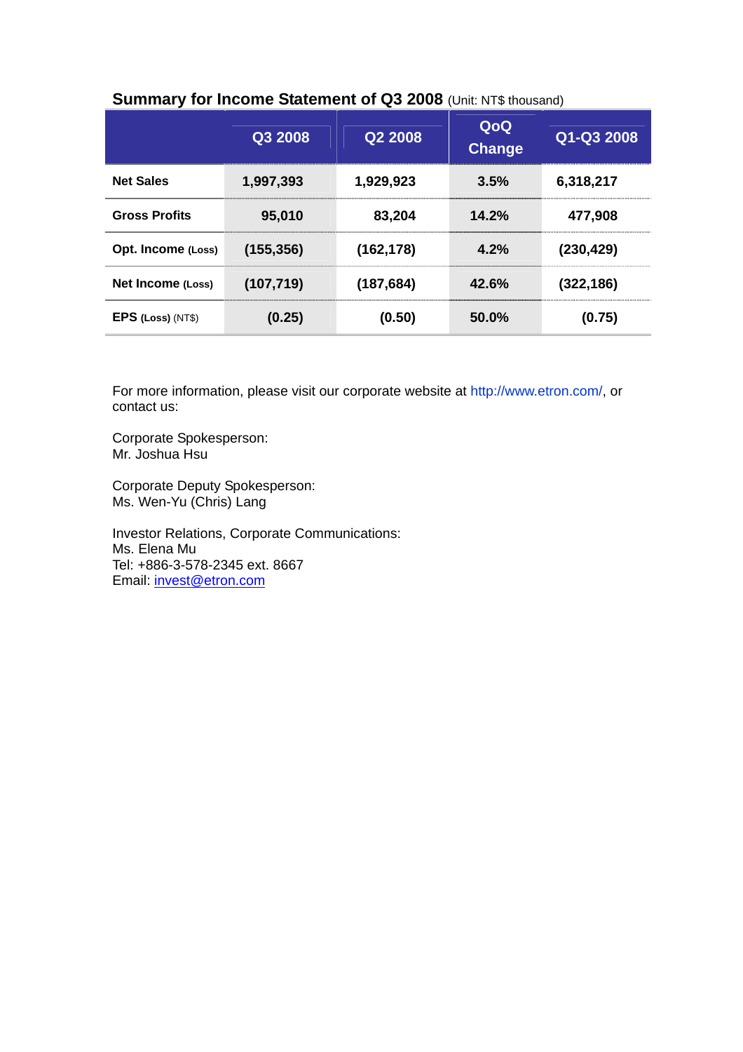**Summary for Income Statement of Q3 2008** (Unit: NT$ thousand)

| | Q3 2008 | Q2 2008 | QoQ Change | Q1-Q3 2008 |
|---|---|---|---|---|
| **Net Sales** | **1,997,393** | **1,929,923** | **3.5%** | **6,318,217** |
| **Gross Profits** | **95,010** | **83,204** | **14.2%** | **477,908** |
| **Opt. Income (Loss)** | **(155,356)** | **(162,178)** | **4.2%** | **(230,429)** |
| **Net Income (Loss)** | **(107,719)** | **(187,684)** | **42.6%** | **(322,186)** |
| **EPS (Loss)** (NT$) | **(0.25)** | **(0.50)** | **50.0%** | **(0.75)** |

For more information, please visit our corporate website at http://www.etron.com/, or contact us:

Corporate Spokesperson:
Mr. Joshua Hsu

Corporate Deputy Spokesperson:
Ms. Wen-Yu (Chris) Lang

Investor Relations, Corporate Communications:
Ms. Elena Mu
Tel: +886-3-578-2345 ext. 8667
Email: invest@etron.com